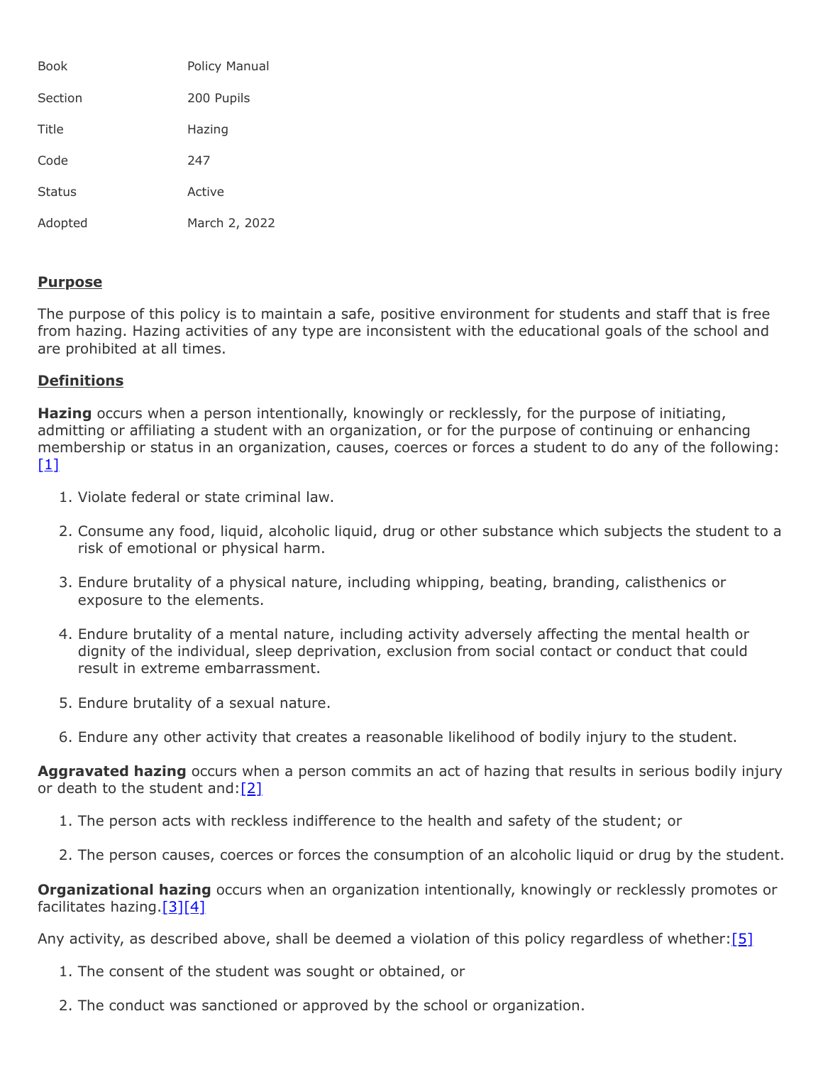| Book | Policy Manual |
| --- | --- |
| Section | 200 Pupils |
| Title | Hazing |
| Code | 247 |
| Status | Active |
| Adopted | March 2, 2022 |

## Purpose

The purpose of this policy is to maintain a safe, positive environment for students and staff that is free from hazing. Hazing activities of any type are inconsistent with the educational goals of the school and are prohibited at all times.

## Definitions

**Hazing** occurs when a person intentionally, knowingly or recklessly, for the purpose of initiating, admitting or affiliating a student with an organization, or for the purpose of continuing or enhancing membership or status in an organization, causes, coerces or forces a student to do any of the following:[1]

1. Violate federal or state criminal law.
2. Consume any food, liquid, alcoholic liquid, drug or other substance which subjects the student to a risk of emotional or physical harm.
3. Endure brutality of a physical nature, including whipping, beating, branding, calisthenics or exposure to the elements.
4. Endure brutality of a mental nature, including activity adversely affecting the mental health or dignity of the individual, sleep deprivation, exclusion from social contact or conduct that could result in extreme embarrassment.
5. Endure brutality of a sexual nature.
6. Endure any other activity that creates a reasonable likelihood of bodily injury to the student.

**Aggravated hazing** occurs when a person commits an act of hazing that results in serious bodily injury or death to the student and:[2]

1. The person acts with reckless indifference to the health and safety of the student; or
2. The person causes, coerces or forces the consumption of an alcoholic liquid or drug by the student.

**Organizational hazing** occurs when an organization intentionally, knowingly or recklessly promotes or facilitates hazing.[3][4]

Any activity, as described above, shall be deemed a violation of this policy regardless of whether:[5]

1. The consent of the student was sought or obtained, or
2. The conduct was sanctioned or approved by the school or organization.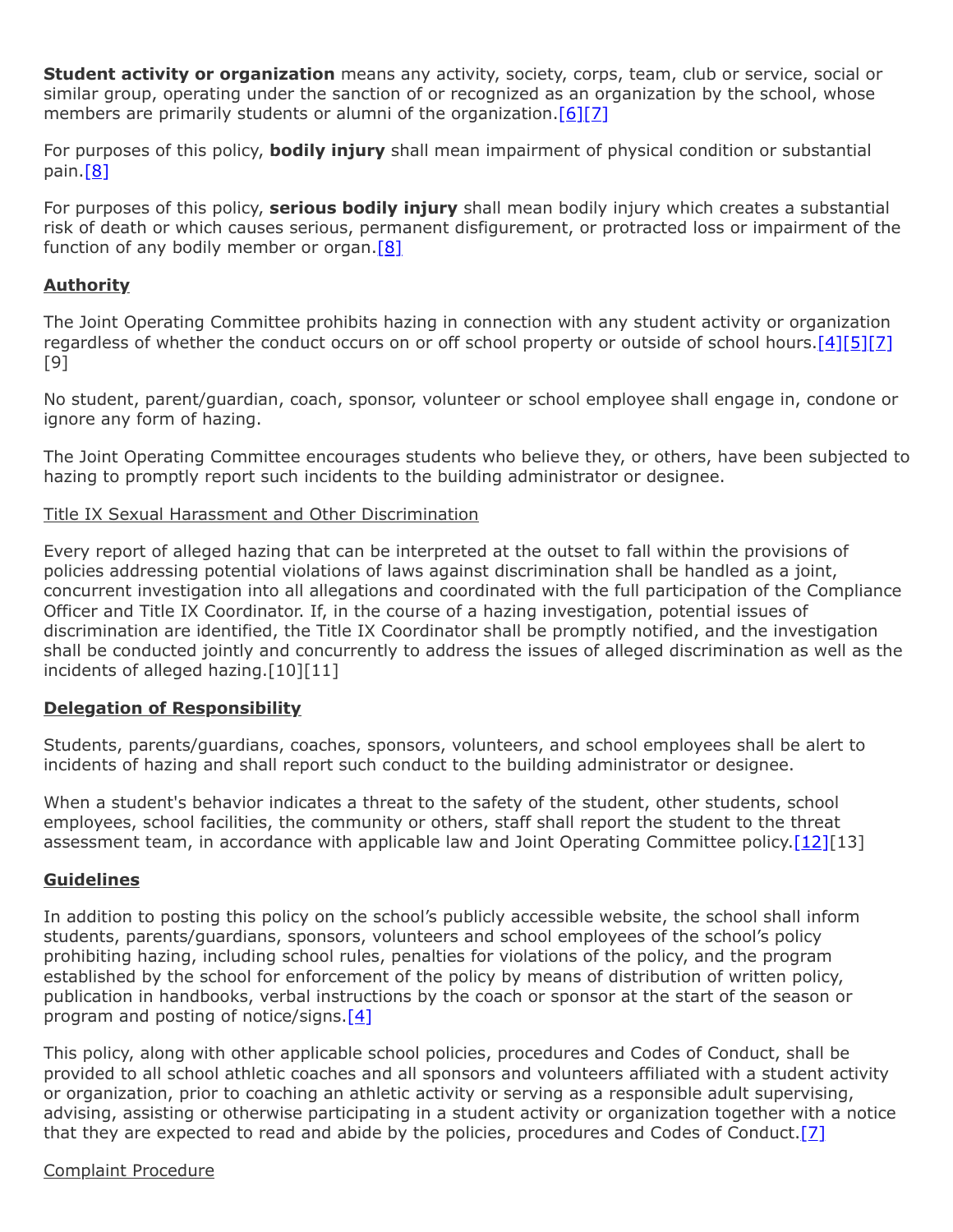**Student activity or organization** means any activity, society, corps, team, club or service, social or similar group, operating under the sanction of or recognized as an organization by the school, whose members are primarily students or alumni of the organization.[6][7]

For purposes of this policy, **bodily injury** shall mean impairment of physical condition or substantial pain.[8]

For purposes of this policy, **serious bodily injury** shall mean bodily injury which creates a substantial risk of death or which causes serious, permanent disfigurement, or protracted loss or impairment of the function of any bodily member or organ.[8]

## Authority

The Joint Operating Committee prohibits hazing in connection with any student activity or organization regardless of whether the conduct occurs on or off school property or outside of school hours.[4][5][7][9]

No student, parent/guardian, coach, sponsor, volunteer or school employee shall engage in, condone or ignore any form of hazing.

The Joint Operating Committee encourages students who believe they, or others, have been subjected to hazing to promptly report such incidents to the building administrator or designee.

### Title IX Sexual Harassment and Other Discrimination

Every report of alleged hazing that can be interpreted at the outset to fall within the provisions of policies addressing potential violations of laws against discrimination shall be handled as a joint, concurrent investigation into all allegations and coordinated with the full participation of the Compliance Officer and Title IX Coordinator. If, in the course of a hazing investigation, potential issues of discrimination are identified, the Title IX Coordinator shall be promptly notified, and the investigation shall be conducted jointly and concurrently to address the issues of alleged discrimination as well as the incidents of alleged hazing.[10][11]

## Delegation of Responsibility

Students, parents/guardians, coaches, sponsors, volunteers, and school employees shall be alert to incidents of hazing and shall report such conduct to the building administrator or designee.

When a student's behavior indicates a threat to the safety of the student, other students, school employees, school facilities, the community or others, staff shall report the student to the threat assessment team, in accordance with applicable law and Joint Operating Committee policy.[12][13]

## Guidelines

In addition to posting this policy on the school's publicly accessible website, the school shall inform students, parents/guardians, sponsors, volunteers and school employees of the school's policy prohibiting hazing, including school rules, penalties for violations of the policy, and the program established by the school for enforcement of the policy by means of distribution of written policy, publication in handbooks, verbal instructions by the coach or sponsor at the start of the season or program and posting of notice/signs.[4]

This policy, along with other applicable school policies, procedures and Codes of Conduct, shall be provided to all school athletic coaches and all sponsors and volunteers affiliated with a student activity or organization, prior to coaching an athletic activity or serving as a responsible adult supervising, advising, assisting or otherwise participating in a student activity or organization together with a notice that they are expected to read and abide by the policies, procedures and Codes of Conduct.[7]

### Complaint Procedure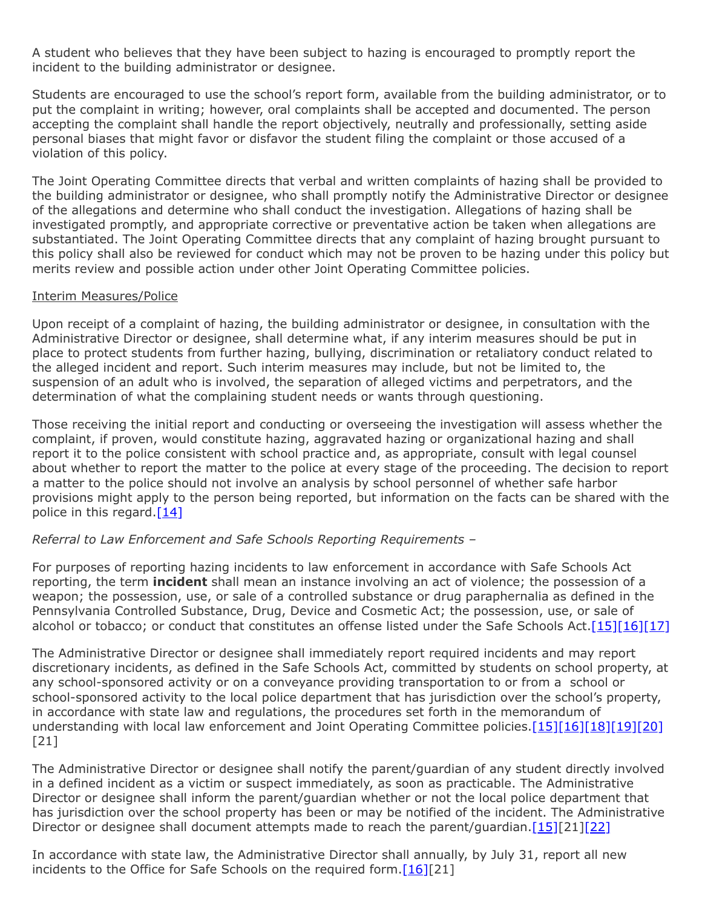A student who believes that they have been subject to hazing is encouraged to promptly report the incident to the building administrator or designee.

Students are encouraged to use the school's report form, available from the building administrator, or to put the complaint in writing; however, oral complaints shall be accepted and documented. The person accepting the complaint shall handle the report objectively, neutrally and professionally, setting aside personal biases that might favor or disfavor the student filing the complaint or those accused of a violation of this policy.

The Joint Operating Committee directs that verbal and written complaints of hazing shall be provided to the building administrator or designee, who shall promptly notify the Administrative Director or designee of the allegations and determine who shall conduct the investigation. Allegations of hazing shall be investigated promptly, and appropriate corrective or preventative action be taken when allegations are substantiated. The Joint Operating Committee directs that any complaint of hazing brought pursuant to this policy shall also be reviewed for conduct which may not be proven to be hazing under this policy but merits review and possible action under other Joint Operating Committee policies.

Interim Measures/Police

Upon receipt of a complaint of hazing, the building administrator or designee, in consultation with the Administrative Director or designee, shall determine what, if any interim measures should be put in place to protect students from further hazing, bullying, discrimination or retaliatory conduct related to the alleged incident and report. Such interim measures may include, but not be limited to, the suspension of an adult who is involved, the separation of alleged victims and perpetrators, and the determination of what the complaining student needs or wants through questioning.

Those receiving the initial report and conducting or overseeing the investigation will assess whether the complaint, if proven, would constitute hazing, aggravated hazing or organizational hazing and shall report it to the police consistent with school practice and, as appropriate, consult with legal counsel about whether to report the matter to the police at every stage of the proceeding. The decision to report a matter to the police should not involve an analysis by school personnel of whether safe harbor provisions might apply to the person being reported, but information on the facts can be shared with the police in this regard.[14]

*Referral to Law Enforcement and Safe Schools Reporting Requirements –*

For purposes of reporting hazing incidents to law enforcement in accordance with Safe Schools Act reporting, the term **incident** shall mean an instance involving an act of violence; the possession of a weapon; the possession, use, or sale of a controlled substance or drug paraphernalia as defined in the Pennsylvania Controlled Substance, Drug, Device and Cosmetic Act; the possession, use, or sale of alcohol or tobacco; or conduct that constitutes an offense listed under the Safe Schools Act.[15][16][17]

The Administrative Director or designee shall immediately report required incidents and may report discretionary incidents, as defined in the Safe Schools Act, committed by students on school property, at any school-sponsored activity or on a conveyance providing transportation to or from a school or school-sponsored activity to the local police department that has jurisdiction over the school's property, in accordance with state law and regulations, the procedures set forth in the memorandum of understanding with local law enforcement and Joint Operating Committee policies.[15][16][18][19][20][21]

The Administrative Director or designee shall notify the parent/guardian of any student directly involved in a defined incident as a victim or suspect immediately, as soon as practicable. The Administrative Director or designee shall inform the parent/guardian whether or not the local police department that has jurisdiction over the school property has been or may be notified of the incident. The Administrative Director or designee shall document attempts made to reach the parent/guardian.[15][21][22]

In accordance with state law, the Administrative Director shall annually, by July 31, report all new incidents to the Office for Safe Schools on the required form.[16][21]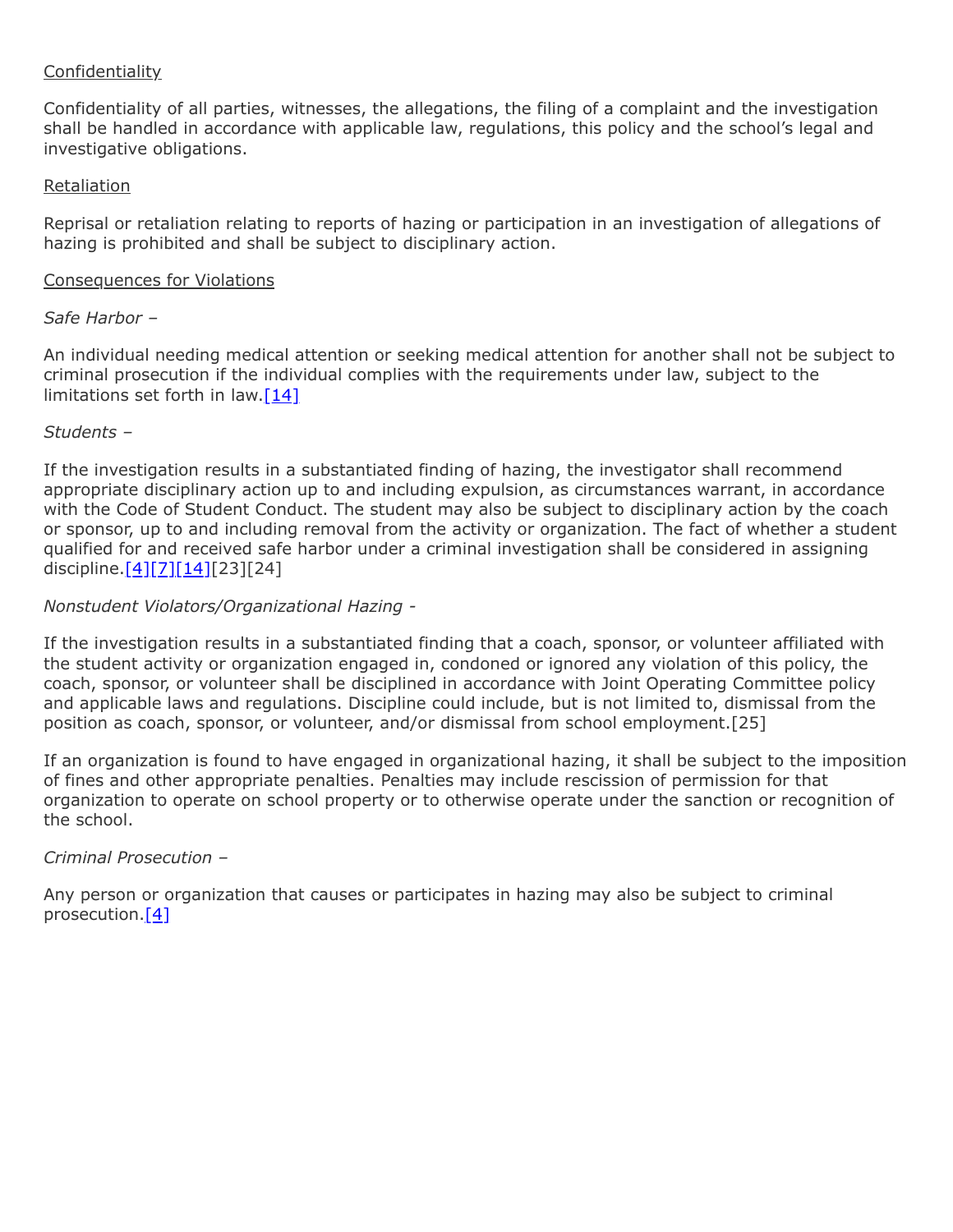Confidentiality

Confidentiality of all parties, witnesses, the allegations, the filing of a complaint and the investigation shall be handled in accordance with applicable law, regulations, this policy and the school's legal and investigative obligations.

Retaliation

Reprisal or retaliation relating to reports of hazing or participation in an investigation of allegations of hazing is prohibited and shall be subject to disciplinary action.

Consequences for Violations

*Safe Harbor –*

An individual needing medical attention or seeking medical attention for another shall not be subject to criminal prosecution if the individual complies with the requirements under law, subject to the limitations set forth in law.[14]

*Students –*

If the investigation results in a substantiated finding of hazing, the investigator shall recommend appropriate disciplinary action up to and including expulsion, as circumstances warrant, in accordance with the Code of Student Conduct. The student may also be subject to disciplinary action by the coach or sponsor, up to and including removal from the activity or organization. The fact of whether a student qualified for and received safe harbor under a criminal investigation shall be considered in assigning discipline.[4][7][14][23][24]

*Nonstudent Violators/Organizational Hazing -*

If the investigation results in a substantiated finding that a coach, sponsor, or volunteer affiliated with the student activity or organization engaged in, condoned or ignored any violation of this policy, the coach, sponsor, or volunteer shall be disciplined in accordance with Joint Operating Committee policy and applicable laws and regulations. Discipline could include, but is not limited to, dismissal from the position as coach, sponsor, or volunteer, and/or dismissal from school employment.[25]

If an organization is found to have engaged in organizational hazing, it shall be subject to the imposition of fines and other appropriate penalties. Penalties may include rescission of permission for that organization to operate on school property or to otherwise operate under the sanction or recognition of the school.

*Criminal Prosecution –*

Any person or organization that causes or participates in hazing may also be subject to criminal prosecution.[4]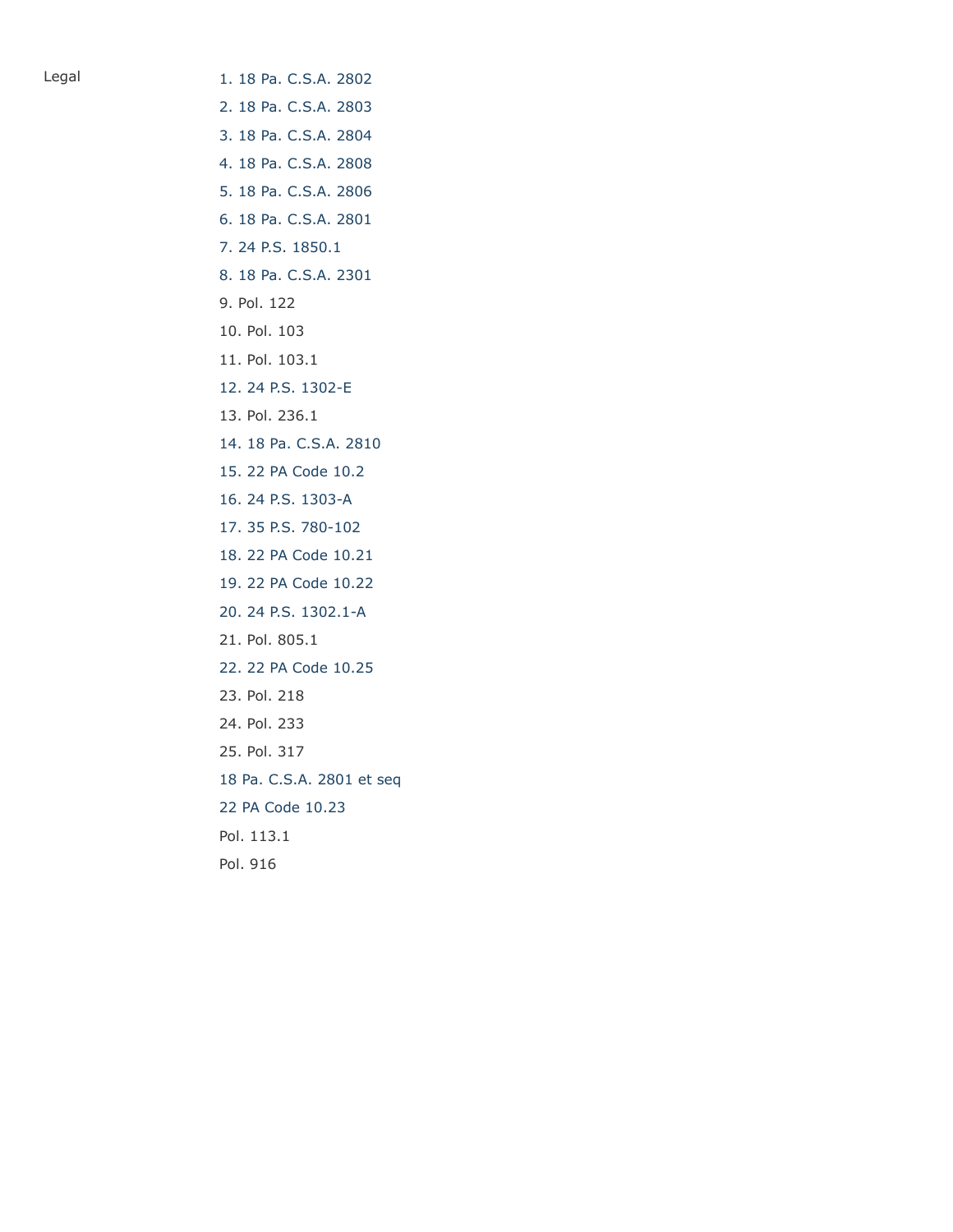Legal

1. 18 Pa. C.S.A. 2802
2. 18 Pa. C.S.A. 2803
3. 18 Pa. C.S.A. 2804
4. 18 Pa. C.S.A. 2808
5. 18 Pa. C.S.A. 2806
6. 18 Pa. C.S.A. 2801
7. 24 P.S. 1850.1
8. 18 Pa. C.S.A. 2301
9. Pol. 122
10. Pol. 103
11. Pol. 103.1
12. 24 P.S. 1302-E
13. Pol. 236.1
14. 18 Pa. C.S.A. 2810
15. 22 PA Code 10.2
16. 24 P.S. 1303-A
17. 35 P.S. 780-102
18. 22 PA Code 10.21
19. 22 PA Code 10.22
20. 24 P.S. 1302.1-A
21. Pol. 805.1
22. 22 PA Code 10.25
23. Pol. 218
24. Pol. 233
25. Pol. 317

18 Pa. C.S.A. 2801 et seq

22 PA Code 10.23

Pol. 113.1

Pol. 916